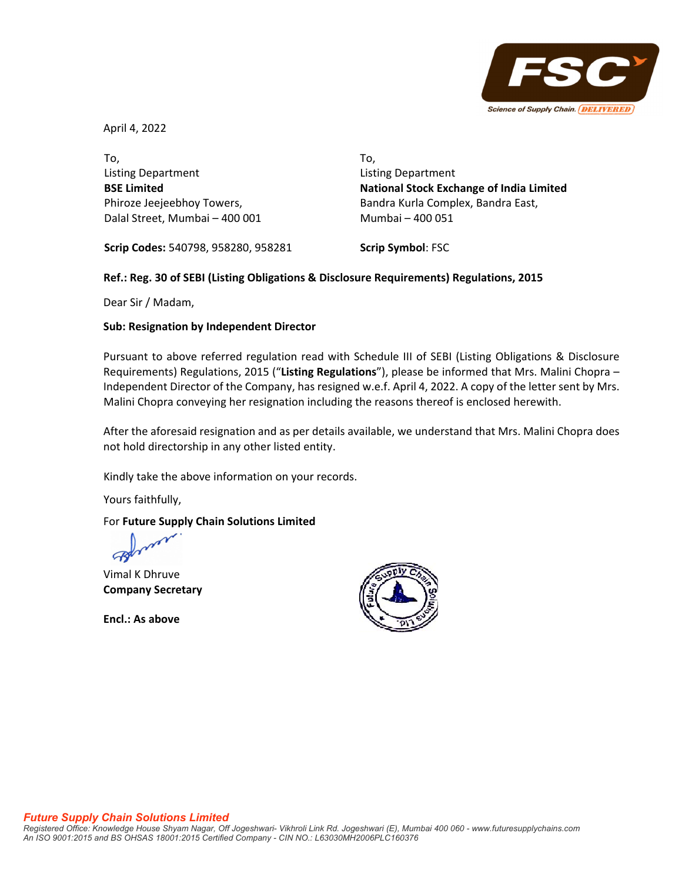April 4, 2022

To,
Listing Department
**BSE Limited**
Phiroze Jeejeebhoy Towers,
Dalal Street, Mumbai – 400 001

**Scrip Codes:** 540798, 958280, 958281

To,
Listing Department
**National Stock Exchange of India Limited**
Bandra Kurla Complex, Bandra East,
Mumbai – 400 051

**Scrip Symbol**: FSC

**Ref.: Reg. 30 of SEBI (Listing Obligations & Disclosure Requirements) Regulations, 2015**

Dear Sir / Madam,

**Sub: Resignation by Independent Director**

Pursuant to above referred regulation read with Schedule III of SEBI (Listing Obligations & Disclosure Requirements) Regulations, 2015 ("**Listing Regulations**"), please be informed that Mrs. Malini Chopra – Independent Director of the Company, has resigned w.e.f. April 4, 2022. A copy of the letter sent by Mrs. Malini Chopra conveying her resignation including the reasons thereof is enclosed herewith.

After the aforesaid resignation and as per details available, we understand that Mrs. Malini Chopra does not hold directorship in any other listed entity.

Kindly take the above information on your records.

Yours faithfully,

For **Future Supply Chain Solutions Limited**

Vimal K Dhruve
**Company Secretary**

**Encl.: As above**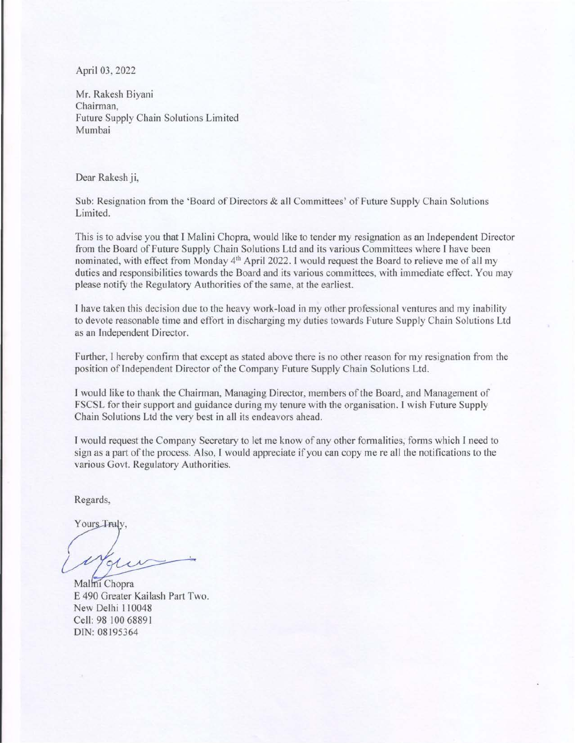April 03, 2022

Mr. Rakesh Biyani
Chairman,
Future Supply Chain Solutions Limited
Mumbai

Dear Rakesh ji,

Sub: Resignation from the 'Board of Directors & all Committees' of Future Supply Chain Solutions Limited.

This is to advise you that I Malini Chopra, would like to tender my resignation as an Independent Director from the Board of Future Supply Chain Solutions Ltd and its various Committees where I have been nominated, with effect from Monday 4th April 2022. I would request the Board to relieve me of all my duties and responsibilities towards the Board and its various committees, with immediate effect. You may please notify the Regulatory Authorities of the same, at the earliest.

I have taken this decision due to the heavy work-load in my other professional ventures and my inability to devote reasonable time and effort in discharging my duties towards Future Supply Chain Solutions Ltd as an Independent Director.

Further, I hereby confirm that except as stated above there is no other reason for my resignation from the position of Independent Director of the Company Future Supply Chain Solutions Ltd.

I would like to thank the Chairman, Managing Director, members of the Board, and Management of FSCSL for their support and guidance during my tenure with the organisation. I wish Future Supply Chain Solutions Ltd the very best in all its endeavors ahead.

I would request the Company Secretary to let me know of any other formalities, forms which I need to sign as a part of the process. Also, I would appreciate if you can copy me re all the notifications to the various Govt. Regulatory Authorities.

Regards,

Yours Truly,

Malini Chopra
E 490 Greater Kailash Part Two.
New Delhi 110048
Cell: 98 100 68891
DIN: 08195364